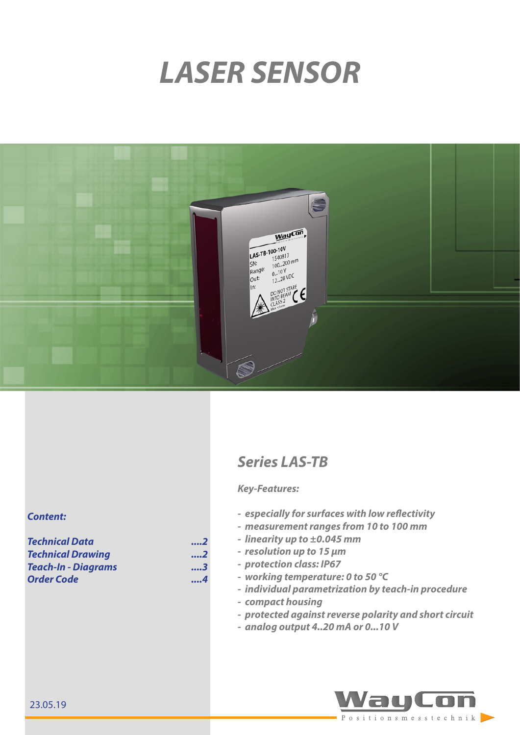# LASER SENSOR

## Series LAS-TB

***Key-Features:***

- *especially for surfaces with low reflectivity*
- *measurement ranges from 10 to 100 mm*
- *linearity up to ±0.045 mm*
- *resolution up to 15 µm*
- *protection class: IP67*
- *working temperature: 0 to 50 °C*
- *individual parametrization by teach-in procedure*
- *compact housing*
- *protected against reverse polarity and short circuit*
- *analog output 4..20 mA or 0...10 V*

***Content:***

| | |
|---|---|
| *Technical Data* | *....2* |
| *Technical Drawing* | *....2* |
| *Teach-In - Diagrams* | *....3* |
| *Order Code* | *....4* |

23.05.19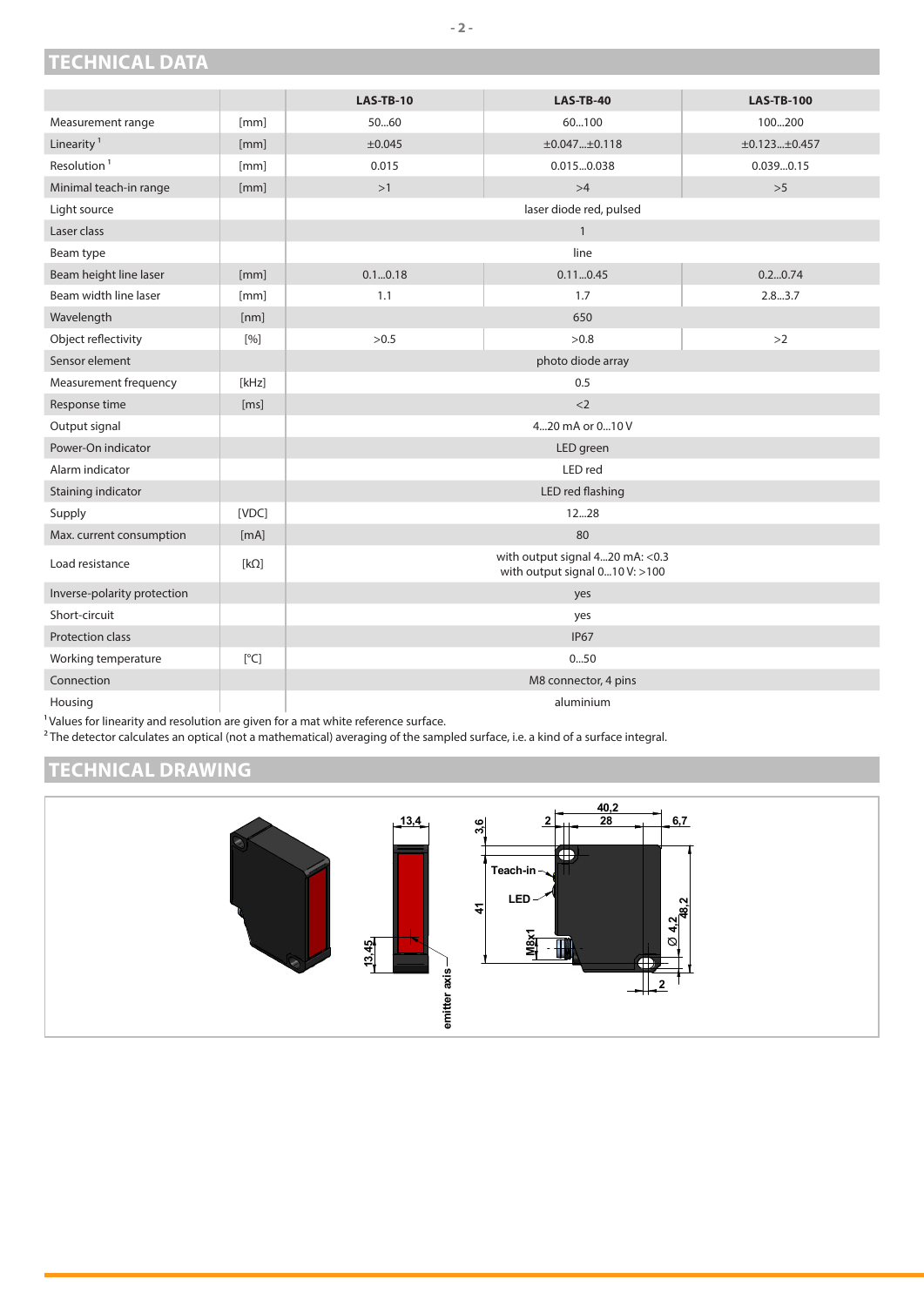## TECHNICAL DATA

| | | LAS-TB-10 | LAS-TB-40 | LAS-TB-100 |
|---|---|---|---|---|
| Measurement range | [mm] | 50...60 | 60...100 | 100...200 |
| Linearity [1] | [mm] | ±0.045 | ±0.047...±0.118 | ±0.123...±0.457 |
| Resolution [1] | [mm] | 0.015 | 0.015...0.038 | 0.039...0.15 |
| Minimal teach-in range | [mm] | >1 | >4 | >5 |
| Light source | | laser diode red, pulsed | | |
| Laser class | | 1 | | |
| Beam type | | line | | |
| Beam height line laser | [mm] | 0.1...0.18 | 0.11...0.45 | 0.2...0.74 |
| Beam width line laser | [mm] | 1.1 | 1.7 | 2.8...3.7 |
| Wavelength | [nm] | 650 | | |
| Object reflectivity | [%] | >0.5 | >0.8 | >2 |
| Sensor element | | photo diode array | | |
| Measurement frequency | [kHz] | 0.5 | | |
| Response time | [ms] | <2 | | |
| Output signal | | 4...20 mA or 0...10 V | | |
| Power-On indicator | | LED green | | |
| Alarm indicator | | LED red | | |
| Staining indicator | | LED red flashing | | |
| Supply | [VDC] | 12...28 | | |
| Max. current consumption | [mA] | 80 | | |
| Load resistance | [kΩ] | with output signal 4...20 mA: <0.3<br>with output signal 0...10 V: >100 | | |
| Inverse-polarity protection | | yes | | |
| Short-circuit | | yes | | |
| Protection class | | IP67 | | |
| Working temperature | [°C] | 0...50 | | |
| Connection | | M8 connector, 4 pins | | |
| Housing | | aluminium | | |

[1] Values for linearity and resolution are given for a mat white reference surface.

[2] The detector calculates an optical (not a mathematical) averaging of the sampled surface, i.e. a kind of a surface integral.

## TECHNICAL DRAWING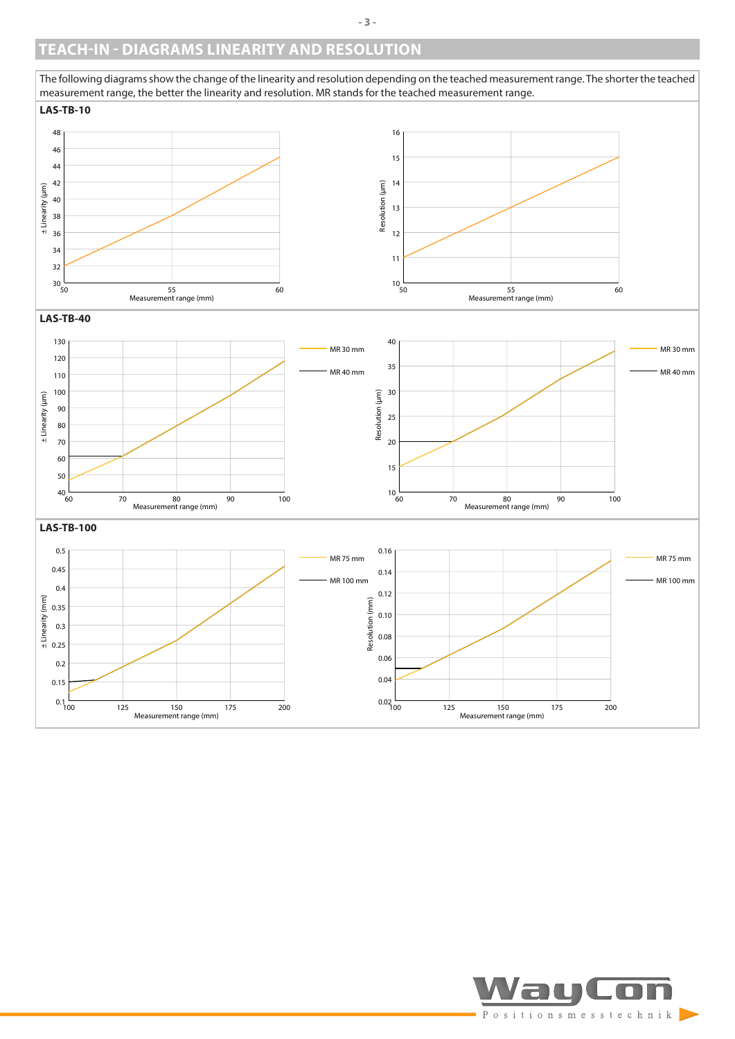## TEACH-IN - DIAGRAMS LINEARITY AND RESOLUTION

The following diagrams show the change of the linearity and resolution depending on the teached measurement range. The shorter the teached measurement range, the better the linearity and resolution. MR stands for the teached measurement range.

### LAS-TB-10

± Linearity (µm) vs. Measurement range (mm)

Resolution (µm) vs. Measurement range (mm)

### LAS-TB-40

± Linearity (µm) vs. Measurement range (mm) — MR 30 mm, MR 40 mm

Resolution (µm) vs. Measurement range (mm) — MR 30 mm, MR 40 mm

### LAS-TB-100

± Linearity (mm) vs. Measurement range (mm) — MR 75 mm, MR 100 mm

Resolution (mm) vs. Measurement range (mm) — MR 75 mm, MR 100 mm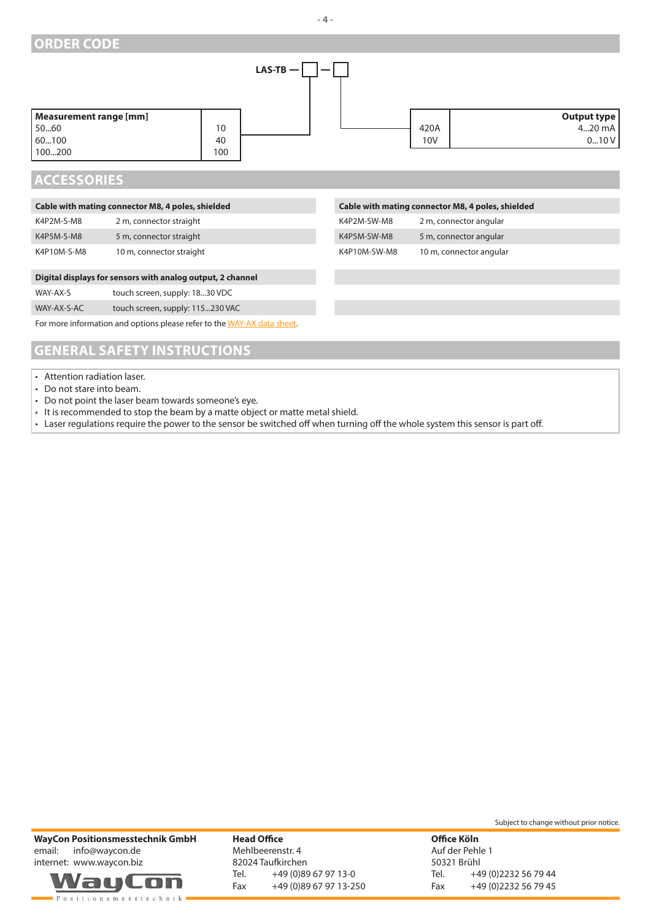## ORDER CODE

LAS-TB — [ ] — [ ]

| Measurement range [mm] | |
|---|---|
| 50...60 | 10 |
| 60...100 | 40 |
| 100...200 | 100 |

| | Output type |
|---|---|
| 420A | 4...20 mA |
| 10V | 0...10 V |

## ACCESSORIES

| Cable with mating connector M8, 4 poles, shielded | |
|---|---|
| K4P2M-S-M8 | 2 m, connector straight |
| K4P5M-S-M8 | 5 m, connector straight |
| K4P10M-S-M8 | 10 m, connector straight |

| Cable with mating connector M8, 4 poles, shielded | |
|---|---|
| K4P2M-SW-M8 | 2 m, connector angular |
| K4P5M-SW-M8 | 5 m, connector angular |
| K4P10M-SW-M8 | 10 m, connector angular |

| Digital displays for sensors with analog output, 2 channel | |
|---|---|
| WAY-AX-S | touch screen, supply: 18...30 VDC |
| WAY-AX-S-AC | touch screen, supply: 115...230 VAC |

For more information and options please refer to the WAY-AX data sheet.

## GENERAL SAFETY INSTRUCTIONS

- Attention radiation laser.
- Do not stare into beam.
- Do not point the laser beam towards someone's eye.
- It is recommended to stop the beam by a matte object or matte metal shield.
- Laser regulations require the power to the sensor be switched off when turning off the whole system this sensor is part off.

Subject to change without prior notice.

**WayCon Positionsmesstechnik GmbH**
email: info@waycon.de
internet: www.waycon.biz

**Head Office**
Mehlbeerenstr. 4
82024 Taufkirchen
Tel. +49 (0)89 67 97 13-0
Fax +49 (0)89 67 97 13-250

**Office Köln**
Auf der Pehle 1
50321 Brühl
Tel. +49 (0)2232 56 79 44
Fax +49 (0)2232 56 79 45